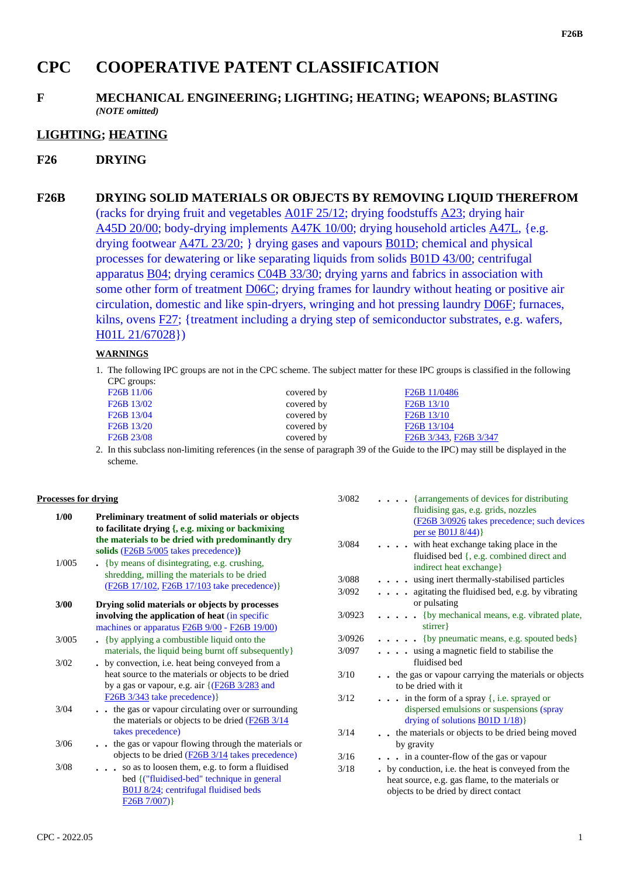# CPC COOPERATIVE PATENT CLASSIFICATION

## F MECHANICAL ENGINEERING; LIGHTING; HEATING; WEAPONS; BLASTING

*(NOTE omitted)*

## LIGHTING; HEATING

## F26 DRYING

## F26B DRYING SOLID MATERIALS OR OBJECTS BY REMOVING LIQUID THEREFROM

(racks for drying fruit and vegetables A01F 25/12; drying foodstuffs A23; drying hair A45D 20/00; body-drying implements A47K 10/00; drying household articles A47L, {e.g. drying footwear A47L 23/20; } drying gases and vapours B01D; chemical and physical processes for dewatering or like separating liquids from solids B01D 43/00; centrifugal apparatus B04; drying ceramics C04B 33/30; drying yarns and fabrics in association with some other form of treatment D06C; drying frames for laundry without heating or positive air circulation, domestic and like spin-dryers, wringing and hot pressing laundry D06F; furnaces, kilns, ovens F27; {treatment including a drying step of semiconductor substrates, e.g. wafers, H01L 21/67028})

**WARNINGS**

1. The following IPC groups are not in the CPC scheme. The subject matter for these IPC groups is classified in the following CPC groups:

| | | |
|---|---|---|
| F26B 11/06 | covered by | F26B 11/0486 |
| F26B 13/02 | covered by | F26B 13/10 |
| F26B 13/04 | covered by | F26B 13/10 |
| F26B 13/20 | covered by | F26B 13/104 |
| F26B 23/08 | covered by | F26B 3/343, F26B 3/347 |

2. In this subclass non-limiting references (in the sense of paragraph 39 of the Guide to the IPC) may still be displayed in the scheme.

**Processes for drying**

**1/00** **Preliminary treatment of solid materials or objects to facilitate drying {, e.g. mixing or backmixing the materials to be dried with predominantly dry solids** (F26B 5/005 takes precedence)**}**

1/005 . {by means of disintegrating, e.g. crushing, shredding, milling the materials to be dried (F26B 17/102, F26B 17/103 take precedence)}

**3/00** **Drying solid materials or objects by processes involving the application of heat** (in specific machines or apparatus F26B 9/00 - F26B 19/00)

3/005 . {by applying a combustible liquid onto the materials, the liquid being burnt off subsequently}

3/02 . by convection, i.e. heat being conveyed from a heat source to the materials or objects to be dried by a gas or vapour, e.g. air {(F26B 3/283 and F26B 3/343 take precedence)}

3/04 . . the gas or vapour circulating over or surrounding the materials or objects to be dried (F26B 3/14 takes precedence)

3/06 . . the gas or vapour flowing through the materials or objects to be dried (F26B 3/14 takes precedence)

3/08 . . . so as to loosen them, e.g. to form a fluidised bed {("fluidised-bed" technique in general B01J 8/24; centrifugal fluidised beds F26B 7/007)}

3/082 . . . . {arrangements of devices for distributing fluidising gas, e.g. grids, nozzles (F26B 3/0926 takes precedence; such devices per se B01J 8/44)}

3/084 . . . . with heat exchange taking place in the fluidised bed {, e.g. combined direct and indirect heat exchange}

3/088 . . . . using inert thermally-stabilised particles

3/092 . . . . agitating the fluidised bed, e.g. by vibrating or pulsating

3/0923 . . . . . {by mechanical means, e.g. vibrated plate, stirrer}

3/0926 . . . . . {by pneumatic means, e.g. spouted beds}

3/097 . . . . using a magnetic field to stabilise the fluidised bed

3/10 . . the gas or vapour carrying the materials or objects to be dried with it

3/12 . . . in the form of a spray {, i.e. sprayed or dispersed emulsions or suspensions (spray drying of solutions B01D 1/18)}

3/14 . . the materials or objects to be dried being moved by gravity

3/16 . . . in a counter-flow of the gas or vapour

3/18 . by conduction, i.e. the heat is conveyed from the heat source, e.g. gas flame, to the materials or objects to be dried by direct contact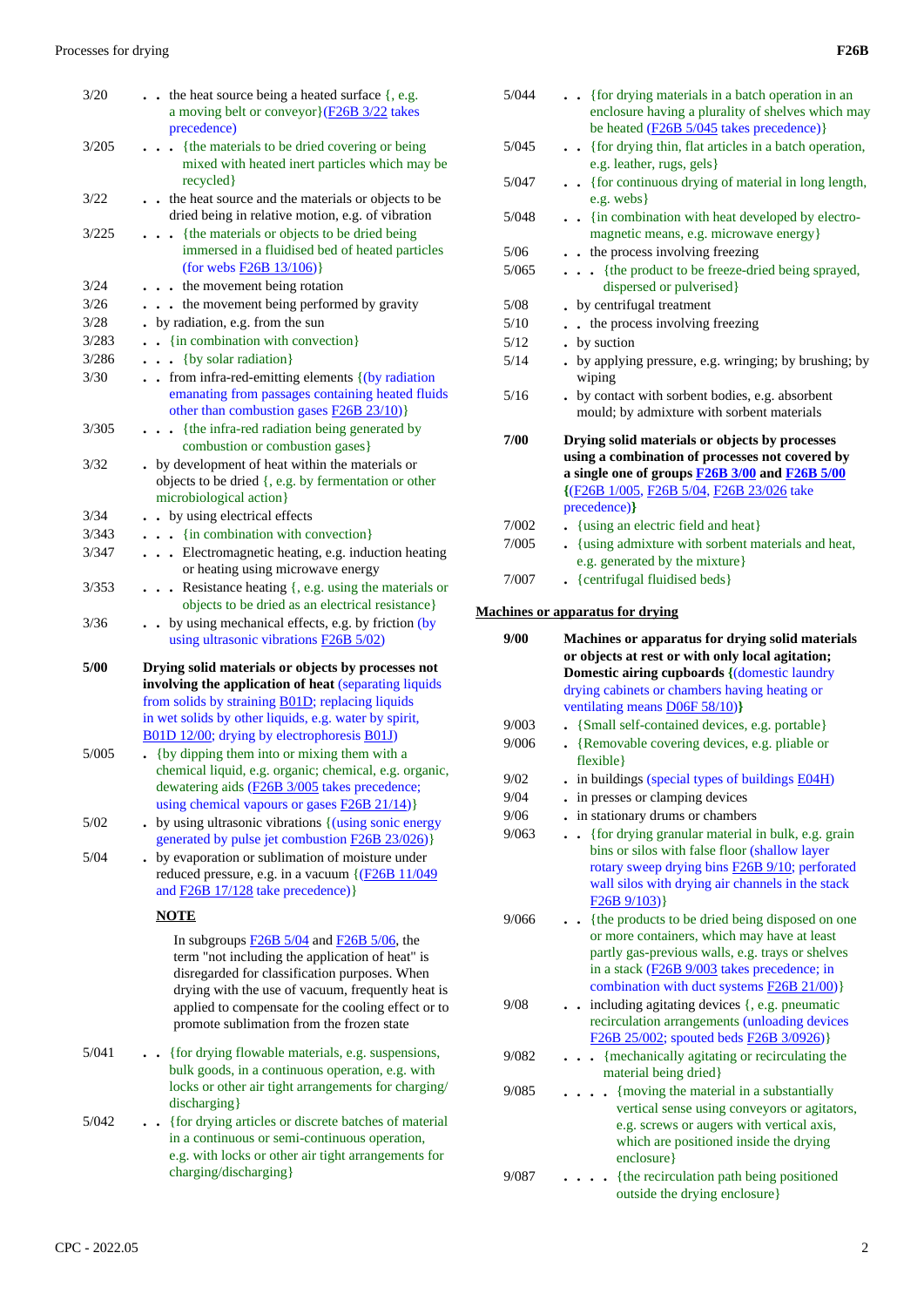| | |
|---|---|
| 3/20 | . . the heat source being a heated surface {, e.g. a moving belt or conveyor}(F26B 3/22 takes precedence) |
| 3/205 | . . . {the materials to be dried covering or being mixed with heated inert particles which may be recycled} |
| 3/22 | . . the heat source and the materials or objects to be dried being in relative motion, e.g. of vibration |
| 3/225 | . . . {the materials or objects to be dried being immersed in a fluidised bed of heated particles (for webs F26B 13/106)} |
| 3/24 | . . . the movement being rotation |
| 3/26 | . . . the movement being performed by gravity |
| 3/28 | . by radiation, e.g. from the sun |
| 3/283 | . . {in combination with convection} |
| 3/286 | . . . {by solar radiation} |
| 3/30 | . . from infra-red-emitting elements {(by radiation emanating from passages containing heated fluids other than combustion gases F26B 23/10)} |
| 3/305 | . . . {the infra-red radiation being generated by combustion or combustion gases} |
| 3/32 | . by development of heat within the materials or objects to be dried {, e.g. by fermentation or other microbiological action} |
| 3/34 | . . by using electrical effects |
| 3/343 | . . . {in combination with convection} |
| 3/347 | . . . Electromagnetic heating, e.g. induction heating or heating using microwave energy |
| 3/353 | . . . Resistance heating {, e.g. using the materials or objects to be dried as an electrical resistance} |
| 3/36 | . . by using mechanical effects, e.g. by friction (by using ultrasonic vibrations F26B 5/02) |
| **5/00** | **Drying solid materials or objects by processes not involving the application of heat** (separating liquids from solids by straining B01D; replacing liquids in wet solids by other liquids, e.g. water by spirit, B01D 12/00; drying by electrophoresis B01J) |
| 5/005 | . {by dipping them into or mixing them with a chemical liquid, e.g. organic; chemical, e.g. organic, dewatering aids (F26B 3/005 takes precedence; using chemical vapours or gases F26B 21/14)} |
| 5/02 | . by using ultrasonic vibrations {(using sonic energy generated by pulse jet combustion F26B 23/026)} |
| 5/04 | . by evaporation or sublimation of moisture under reduced pressure, e.g. in a vacuum {(F26B 11/049 and F26B 17/128 take precedence)} |

**NOTE**

In subgroups F26B 5/04 and F26B 5/06, the term "not including the application of heat" is disregarded for classification purposes. When drying with the use of vacuum, frequently heat is applied to compensate for the cooling effect or to promote sublimation from the frozen state

| | |
|---|---|
| 5/041 | . . {for drying flowable materials, e.g. suspensions, bulk goods, in a continuous operation, e.g. with locks or other air tight arrangements for charging/discharging} |
| 5/042 | . . {for drying articles or discrete batches of material in a continuous or semi-continuous operation, e.g. with locks or other air tight arrangements for charging/discharging} |
| 5/044 | . . {for drying materials in a batch operation in an enclosure having a plurality of shelves which may be heated (F26B 5/045 takes precedence)} |
| 5/045 | . . {for drying thin, flat articles in a batch operation, e.g. leather, rugs, gels} |
| 5/047 | . . {for continuous drying of material in long length, e.g. webs} |
| 5/048 | . . {in combination with heat developed by electro-magnetic means, e.g. microwave energy} |
| 5/06 | . . the process involving freezing |
| 5/065 | . . . {the product to be freeze-dried being sprayed, dispersed or pulverised} |
| 5/08 | . by centrifugal treatment |
| 5/10 | . . the process involving freezing |
| 5/12 | . by suction |
| 5/14 | . by applying pressure, e.g. wringing; by brushing; by wiping |
| 5/16 | . by contact with sorbent bodies, e.g. absorbent mould; by admixture with sorbent materials |
| **7/00** | **Drying solid materials or objects by processes using a combination of processes not covered by a single one of groups F26B 3/00 and F26B 5/00 {**(F26B 1/005, F26B 5/04, F26B 23/026 take precedence)**}** |
| 7/002 | . {using an electric field and heat} |
| 7/005 | . {using admixture with sorbent materials and heat, e.g. generated by the mixture} |
| 7/007 | . {centrifugal fluidised beds} |

## Machines or apparatus for drying

| | |
|---|---|
| **9/00** | **Machines or apparatus for drying solid materials or objects at rest or with only local agitation; Domestic airing cupboards {**(domestic laundry drying cabinets or chambers having heating or ventilating means D06F 58/10)**}** |
| 9/003 | . {Small self-contained devices, e.g. portable} |
| 9/006 | . {Removable covering devices, e.g. pliable or flexible} |
| 9/02 | . in buildings (special types of buildings E04H) |
| 9/04 | . in presses or clamping devices |
| 9/06 | . in stationary drums or chambers |
| 9/063 | . . {for drying granular material in bulk, e.g. grain bins or silos with false floor (shallow layer rotary sweep drying bins F26B 9/10; perforated wall silos with drying air channels in the stack F26B 9/103)} |
| 9/066 | . . {the products to be dried being disposed on one or more containers, which may have at least partly gas-previous walls, e.g. trays or shelves in a stack (F26B 9/003 takes precedence; in combination with duct systems F26B 21/00)} |
| 9/08 | . . including agitating devices {, e.g. pneumatic recirculation arrangements (unloading devices F26B 25/002; spouted beds F26B 3/0926)} |
| 9/082 | . . . {mechanically agitating or recirculating the material being dried} |
| 9/085 | . . . . {moving the material in a substantially vertical sense using conveyors or agitators, e.g. screws or augers with vertical axis, which are positioned inside the drying enclosure} |
| 9/087 | . . . . {the recirculation path being positioned outside the drying enclosure} |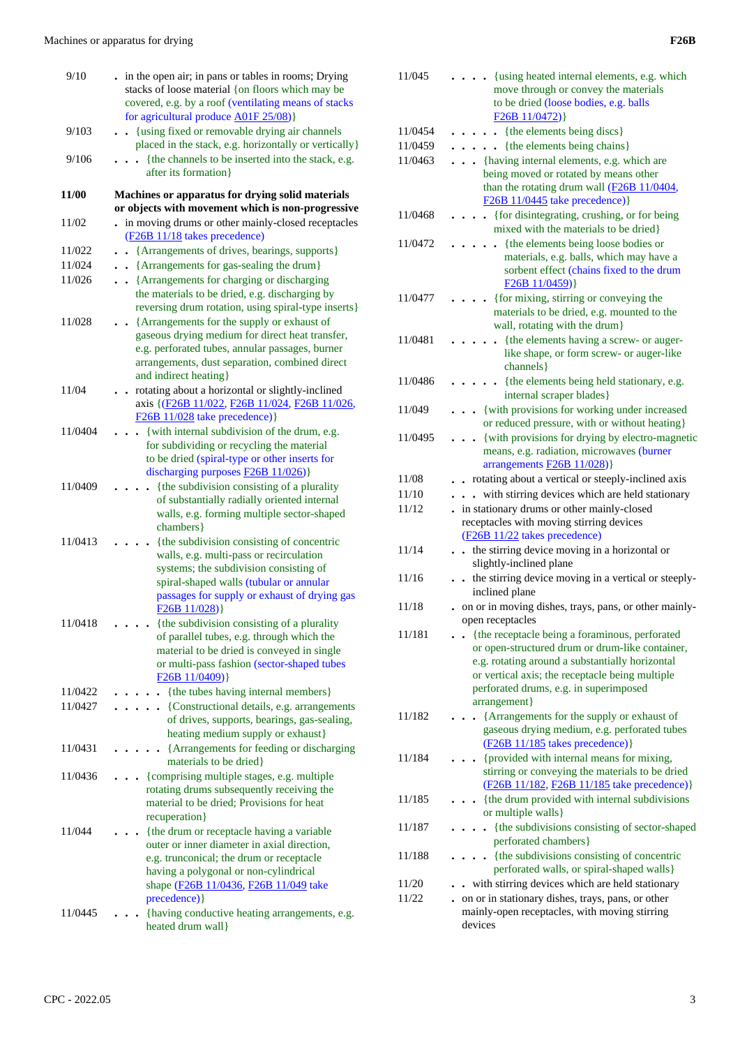| | |
|---|---|
| 9/10 | . in the open air; in pans or tables in rooms; Drying stacks of loose material {on floors which may be covered, e.g. by a roof (ventilating means of stacks for agricultural produce A01F 25/08)} |
| 9/103 | . . {using fixed or removable drying air channels placed in the stack, e.g. horizontally or vertically} |
| 9/106 | . . . {the channels to be inserted into the stack, e.g. after its formation} |
| **11/00** | **Machines or apparatus for drying solid materials or objects with movement which is non-progressive** |
| 11/02 | . in moving drums or other mainly-closed receptacles (F26B 11/18 takes precedence) |
| 11/022 | . . {Arrangements of drives, bearings, supports} |
| 11/024 | . . {Arrangements for gas-sealing the drum} |
| 11/026 | . . {Arrangements for charging or discharging the materials to be dried, e.g. discharging by reversing drum rotation, using spiral-type inserts} |
| 11/028 | . . {Arrangements for the supply or exhaust of gaseous drying medium for direct heat transfer, e.g. perforated tubes, annular passages, burner arrangements, dust separation, combined direct and indirect heating} |
| 11/04 | . . rotating about a horizontal or slightly-inclined axis {(F26B 11/022, F26B 11/024, F26B 11/026, F26B 11/028 take precedence)} |
| 11/0404 | . . . {with internal subdivision of the drum, e.g. for subdividing or recycling the material to be dried (spiral-type or other inserts for discharging purposes F26B 11/026)} |
| 11/0409 | . . . . {the subdivision consisting of a plurality of substantially radially oriented internal walls, e.g. forming multiple sector-shaped chambers} |
| 11/0413 | . . . . {the subdivision consisting of concentric walls, e.g. multi-pass or recirculation systems; the subdivision consisting of spiral-shaped walls (tubular or annular passages for supply or exhaust of drying gas F26B 11/028)} |
| 11/0418 | . . . . {the subdivision consisting of a plurality of parallel tubes, e.g. through which the material to be dried is conveyed in single or multi-pass fashion (sector-shaped tubes F26B 11/0409)} |
| 11/0422 | . . . . . {the tubes having internal members} |
| 11/0427 | . . . . . {Constructional details, e.g. arrangements of drives, supports, bearings, gas-sealing, heating medium supply or exhaust} |
| 11/0431 | . . . . . {Arrangements for feeding or discharging materials to be dried} |
| 11/0436 | . . . {comprising multiple stages, e.g. multiple rotating drums subsequently receiving the material to be dried; Provisions for heat recuperation} |
| 11/044 | . . . {the drum or receptacle having a variable outer or inner diameter in axial direction, e.g. trunconical; the drum or receptacle having a polygonal or non-cylindrical shape (F26B 11/0436, F26B 11/049 take precedence)} |
| 11/0445 | . . . {having conductive heating arrangements, e.g. heated drum wall} |
| 11/045 | . . . . {using heated internal elements, e.g. which move through or convey the materials to be dried (loose bodies, e.g. balls F26B 11/0472)} |
| 11/0454 | . . . . . {the elements being discs} |
| 11/0459 | . . . . . {the elements being chains} |
| 11/0463 | . . . {having internal elements, e.g. which are being moved or rotated by means other than the rotating drum wall (F26B 11/0404, F26B 11/0445 take precedence)} |
| 11/0468 | . . . . {for disintegrating, crushing, or for being mixed with the materials to be dried} |
| 11/0472 | . . . . . {the elements being loose bodies or materials, e.g. balls, which may have a sorbent effect (chains fixed to the drum F26B 11/0459)} |
| 11/0477 | . . . . {for mixing, stirring or conveying the materials to be dried, e.g. mounted to the wall, rotating with the drum} |
| 11/0481 | . . . . . {the elements having a screw- or auger-like shape, or form screw- or auger-like channels} |
| 11/0486 | . . . . . {the elements being held stationary, e.g. internal scraper blades} |
| 11/049 | . . . {with provisions for working under increased or reduced pressure, with or without heating} |
| 11/0495 | . . . {with provisions for drying by electro-magnetic means, e.g. radiation, microwaves (burner arrangements F26B 11/028)} |
| 11/08 | . . rotating about a vertical or steeply-inclined axis |
| 11/10 | . . . with stirring devices which are held stationary |
| 11/12 | . in stationary drums or other mainly-closed receptacles with moving stirring devices (F26B 11/22 takes precedence) |
| 11/14 | . . the stirring device moving in a horizontal or slightly-inclined plane |
| 11/16 | . . the stirring device moving in a vertical or steeply-inclined plane |
| 11/18 | . on or in moving dishes, trays, pans, or other mainly-open receptacles |
| 11/181 | . . {the receptacle being a foraminous, perforated or open-structured drum or drum-like container, e.g. rotating around a substantially horizontal or vertical axis; the receptacle being multiple perforated drums, e.g. in superimposed arrangement} |
| 11/182 | . . . {Arrangements for the supply or exhaust of gaseous drying medium, e.g. perforated tubes (F26B 11/185 takes precedence)} |
| 11/184 | . . . {provided with internal means for mixing, stirring or conveying the materials to be dried (F26B 11/182, F26B 11/185 take precedence)} |
| 11/185 | . . . {the drum provided with internal subdivisions or multiple walls} |
| 11/187 | . . . . {the subdivisions consisting of sector-shaped perforated chambers} |
| 11/188 | . . . . {the subdivisions consisting of concentric perforated walls, or spiral-shaped walls} |
| 11/20 | . . with stirring devices which are held stationary |
| 11/22 | . on or in stationary dishes, trays, pans, or other mainly-open receptacles, with moving stirring devices |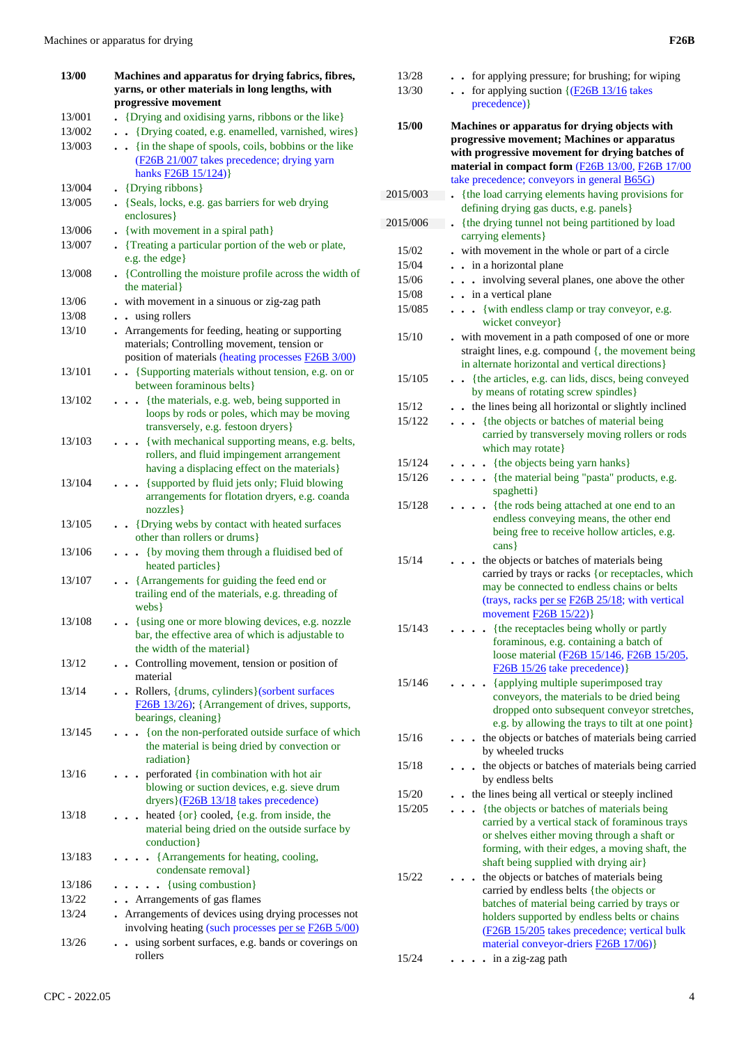| | |
|---|---|
| **13/00** | **Machines and apparatus for drying fabrics, fibres, yarns, or other materials in long lengths, with progressive movement** |
| 13/001 | . {Drying and oxidising yarns, ribbons or the like} |
| 13/002 | . . {Drying coated, e.g. enamelled, varnished, wires} |
| 13/003 | . . {in the shape of spools, coils, bobbins or the like (F26B 21/007 takes precedence; drying yarn hanks F26B 15/124)} |
| 13/004 | . {Drying ribbons} |
| 13/005 | . {Seals, locks, e.g. gas barriers for web drying enclosures} |
| 13/006 | . {with movement in a spiral path} |
| 13/007 | . {Treating a particular portion of the web or plate, e.g. the edge} |
| 13/008 | . {Controlling the moisture profile across the width of the material} |
| 13/06 | . with movement in a sinuous or zig-zag path |
| 13/08 | . . using rollers |
| 13/10 | . Arrangements for feeding, heating or supporting materials; Controlling movement, tension or position of materials (heating processes F26B 3/00) |
| 13/101 | . . {Supporting materials without tension, e.g. on or between foraminous belts} |
| 13/102 | . . . {the materials, e.g. web, being supported in loops by rods or poles, which may be moving transversely, e.g. festoon dryers} |
| 13/103 | . . . {with mechanical supporting means, e.g. belts, rollers, and fluid impingement arrangement having a displacing effect on the materials} |
| 13/104 | . . . {supported by fluid jets only; Fluid blowing arrangements for flotation dryers, e.g. coanda nozzles} |
| 13/105 | . . {Drying webs by contact with heated surfaces other than rollers or drums} |
| 13/106 | . . . {by moving them through a fluidised bed of heated particles} |
| 13/107 | . . {Arrangements for guiding the feed end or trailing end of the materials, e.g. threading of webs} |
| 13/108 | . . {using one or more blowing devices, e.g. nozzle bar, the effective area of which is adjustable to the width of the material} |
| 13/12 | . . Controlling movement, tension or position of material |
| 13/14 | . . Rollers, {drums, cylinders}(sorbent surfaces F26B 13/26); {Arrangement of drives, supports, bearings, cleaning} |
| 13/145 | . . . {on the non-perforated outside surface of which the material is being dried by convection or radiation} |
| 13/16 | . . . perforated {in combination with hot air blowing or suction devices, e.g. sieve drum dryers}(F26B 13/18 takes precedence) |
| 13/18 | . . . heated {or} cooled, {e.g. from inside, the material being dried on the outside surface by conduction} |
| 13/183 | . . . . {Arrangements for heating, cooling, condensate removal} |
| 13/186 | . . . . . {using combustion} |
| 13/22 | . . Arrangements of gas flames |
| 13/24 | . Arrangements of devices using drying processes not involving heating (such processes per se F26B 5/00) |
| 13/26 | . . using sorbent surfaces, e.g. bands or coverings on rollers |
| 13/28 | . . for applying pressure; for brushing; for wiping |
| 13/30 | . . for applying suction {(F26B 13/16 takes precedence)} |
| **15/00** | **Machines or apparatus for drying objects with progressive movement; Machines or apparatus with progressive movement for drying batches of material in compact form** (F26B 13/00, F26B 17/00 take precedence; conveyors in general B65G) |
| 2015/003 | . {the load carrying elements having provisions for defining drying gas ducts, e.g. panels} |
| 2015/006 | . {the drying tunnel not being partitioned by load carrying elements} |
| 15/02 | . with movement in the whole or part of a circle |
| 15/04 | . . in a horizontal plane |
| 15/06 | . . . involving several planes, one above the other |
| 15/08 | . . in a vertical plane |
| 15/085 | . . . {with endless clamp or tray conveyor, e.g. wicket conveyor} |
| 15/10 | . with movement in a path composed of one or more straight lines, e.g. compound {, the movement being in alternate horizontal and vertical directions} |
| 15/105 | . . {the articles, e.g. can lids, discs, being conveyed by means of rotating screw spindles} |
| 15/12 | . . the lines being all horizontal or slightly inclined |
| 15/122 | . . . {the objects or batches of material being carried by transversely moving rollers or rods which may rotate} |
| 15/124 | . . . . {the objects being yarn hanks} |
| 15/126 | . . . . {the material being "pasta" products, e.g. spaghetti} |
| 15/128 | . . . . {the rods being attached at one end to an endless conveying means, the other end being free to receive hollow articles, e.g. cans} |
| 15/14 | . . . the objects or batches of materials being carried by trays or racks {or receptacles, which may be connected to endless chains or belts (trays, racks per se F26B 25/18; with vertical movement F26B 15/22)} |
| 15/143 | . . . . {the receptacles being wholly or partly foraminous, e.g. containing a batch of loose material (F26B 15/146, F26B 15/205, F26B 15/26 take precedence)} |
| 15/146 | . . . . {applying multiple superimposed tray conveyors, the materials to be dried being dropped onto subsequent conveyor stretches, e.g. by allowing the trays to tilt at one point} |
| 15/16 | . . . the objects or batches of materials being carried by wheeled trucks |
| 15/18 | . . . the objects or batches of materials being carried by endless belts |
| 15/20 | . . the lines being all vertical or steeply inclined |
| 15/205 | . . . {the objects or batches of materials being carried by a vertical stack of foraminous trays or shelves either moving through a shaft or forming, with their edges, a moving shaft, the shaft being supplied with drying air} |
| 15/22 | . . . the objects or batches of materials being carried by endless belts {the objects or batches of material being carried by trays or holders supported by endless belts or chains (F26B 15/205 takes precedence; vertical bulk material conveyor-driers F26B 17/06)} |
| 15/24 | . . . . in a zig-zag path |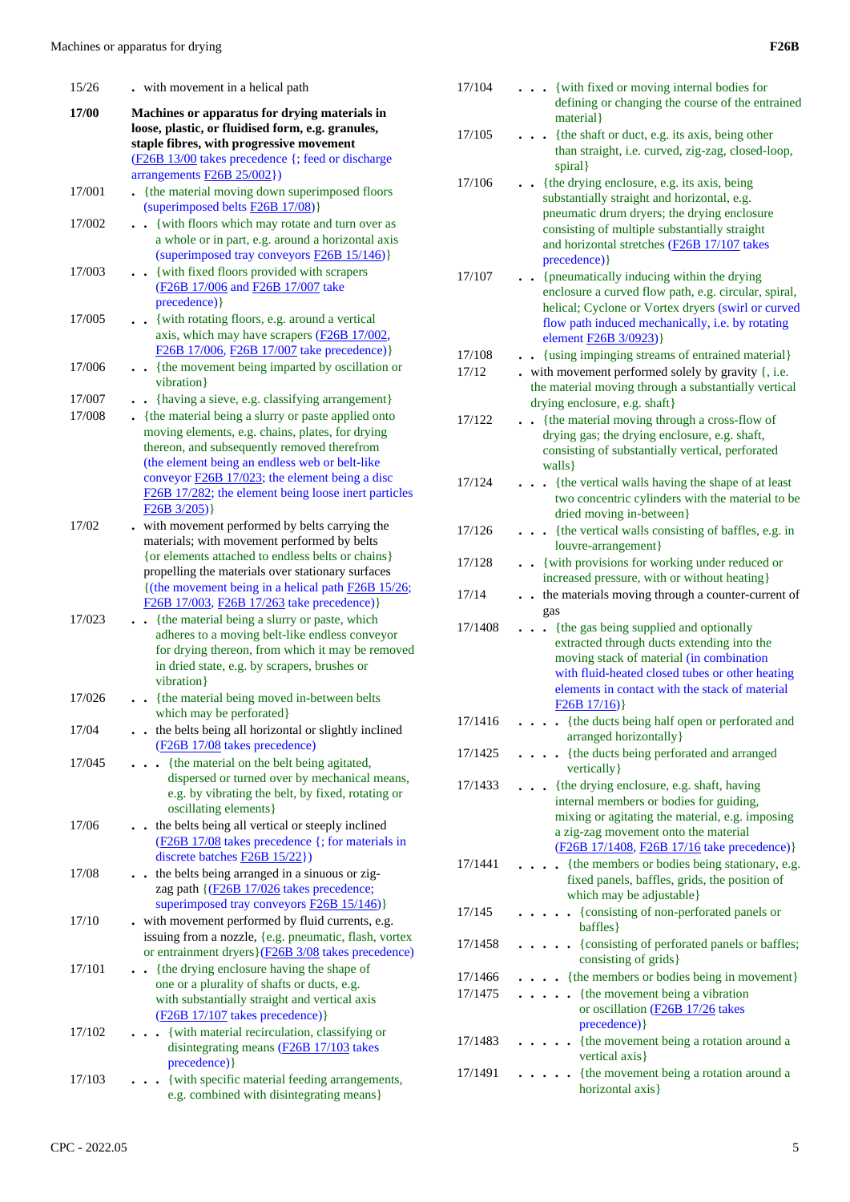| | |
|---|---|
| 15/26 | . with movement in a helical path |
| **17/00** | **Machines or apparatus for drying materials in loose, plastic, or fluidised form, e.g. granules, staple fibres, with progressive movement** (F26B 13/00 takes precedence {; feed or discharge arrangements F26B 25/002}) |
| 17/001 | . {the material moving down superimposed floors (superimposed belts F26B 17/08)} |
| 17/002 | . . {with floors which may rotate and turn over as a whole or in part, e.g. around a horizontal axis (superimposed tray conveyors F26B 15/146)} |
| 17/003 | . . {with fixed floors provided with scrapers (F26B 17/006 and F26B 17/007 take precedence)} |
| 17/005 | . . {with rotating floors, e.g. around a vertical axis, which may have scrapers (F26B 17/002, F26B 17/006, F26B 17/007 take precedence)} |
| 17/006 | . . {the movement being imparted by oscillation or vibration} |
| 17/007 | . . {having a sieve, e.g. classifying arrangement} |
| 17/008 | . {the material being a slurry or paste applied onto moving elements, e.g. chains, plates, for drying thereon, and subsequently removed therefrom (the element being an endless web or belt-like conveyor F26B 17/023; the element being a disc F26B 17/282; the element being loose inert particles F26B 3/205)} |
| 17/02 | . with movement performed by belts carrying the materials; with movement performed by belts {or elements attached to endless belts or chains} propelling the materials over stationary surfaces {(the movement being in a helical path F26B 15/26; F26B 17/003, F26B 17/263 take precedence)} |
| 17/023 | . . {the material being a slurry or paste, which adheres to a moving belt-like endless conveyor for drying thereon, from which it may be removed in dried state, e.g. by scrapers, brushes or vibration} |
| 17/026 | . . {the material being moved in-between belts which may be perforated} |
| 17/04 | . . the belts being all horizontal or slightly inclined (F26B 17/08 takes precedence) |
| 17/045 | . . . {the material on the belt being agitated, dispersed or turned over by mechanical means, e.g. by vibrating the belt, by fixed, rotating or oscillating elements} |
| 17/06 | . . the belts being all vertical or steeply inclined (F26B 17/08 takes precedence {; for materials in discrete batches F26B 15/22}) |
| 17/08 | . . the belts being arranged in a sinuous or zig-zag path {(F26B 17/026 takes precedence; superimposed tray conveyors F26B 15/146)} |
| 17/10 | . with movement performed by fluid currents, e.g. issuing from a nozzle, {e.g. pneumatic, flash, vortex or entrainment dryers}(F26B 3/08 takes precedence) |
| 17/101 | . . {the drying enclosure having the shape of one or a plurality of shafts or ducts, e.g. with substantially straight and vertical axis (F26B 17/107 takes precedence)} |
| 17/102 | . . . {with material recirculation, classifying or disintegrating means (F26B 17/103 takes precedence)} |
| 17/103 | . . . {with specific material feeding arrangements, e.g. combined with disintegrating means} |
| 17/104 | . . . {with fixed or moving internal bodies for defining or changing the course of the entrained material} |
| 17/105 | . . . {the shaft or duct, e.g. its axis, being other than straight, i.e. curved, zig-zag, closed-loop, spiral} |
| 17/106 | . . {the drying enclosure, e.g. its axis, being substantially straight and horizontal, e.g. pneumatic drum dryers; the drying enclosure consisting of multiple substantially straight and horizontal stretches (F26B 17/107 takes precedence)} |
| 17/107 | . . {pneumatically inducing within the drying enclosure a curved flow path, e.g. circular, spiral, helical; Cyclone or Vortex dryers (swirl or curved flow path induced mechanically, i.e. by rotating element F26B 3/0923)} |
| 17/108 | . . {using impinging streams of entrained material} |
| 17/12 | . with movement performed solely by gravity {, i.e. the material moving through a substantially vertical drying enclosure, e.g. shaft} |
| 17/122 | . . {the material moving through a cross-flow of drying gas; the drying enclosure, e.g. shaft, consisting of substantially vertical, perforated walls} |
| 17/124 | . . . {the vertical walls having the shape of at least two concentric cylinders with the material to be dried moving in-between} |
| 17/126 | . . . {the vertical walls consisting of baffles, e.g. in louvre-arrangement} |
| 17/128 | . . {with provisions for working under reduced or increased pressure, with or without heating} |
| 17/14 | . . the materials moving through a counter-current of gas |
| 17/1408 | . . . {the gas being supplied and optionally extracted through ducts extending into the moving stack of material (in combination with fluid-heated closed tubes or other heating elements in contact with the stack of material F26B 17/16)} |
| 17/1416 | . . . . {the ducts being half open or perforated and arranged horizontally} |
| 17/1425 | . . . . {the ducts being perforated and arranged vertically} |
| 17/1433 | . . . {the drying enclosure, e.g. shaft, having internal members or bodies for guiding, mixing or agitating the material, e.g. imposing a zig-zag movement onto the material (F26B 17/1408, F26B 17/16 take precedence)} |
| 17/1441 | . . . . {the members or bodies being stationary, e.g. fixed panels, baffles, grids, the position of which may be adjustable} |
| 17/145 | . . . . . {consisting of non-perforated panels or baffles} |
| 17/1458 | . . . . . {consisting of perforated panels or baffles; consisting of grids} |
| 17/1466 | . . . . {the members or bodies being in movement} |
| 17/1475 | . . . . . {the movement being a vibration or oscillation (F26B 17/26 takes precedence)} |
| 17/1483 | . . . . . {the movement being a rotation around a vertical axis} |
| 17/1491 | . . . . . {the movement being a rotation around a horizontal axis} |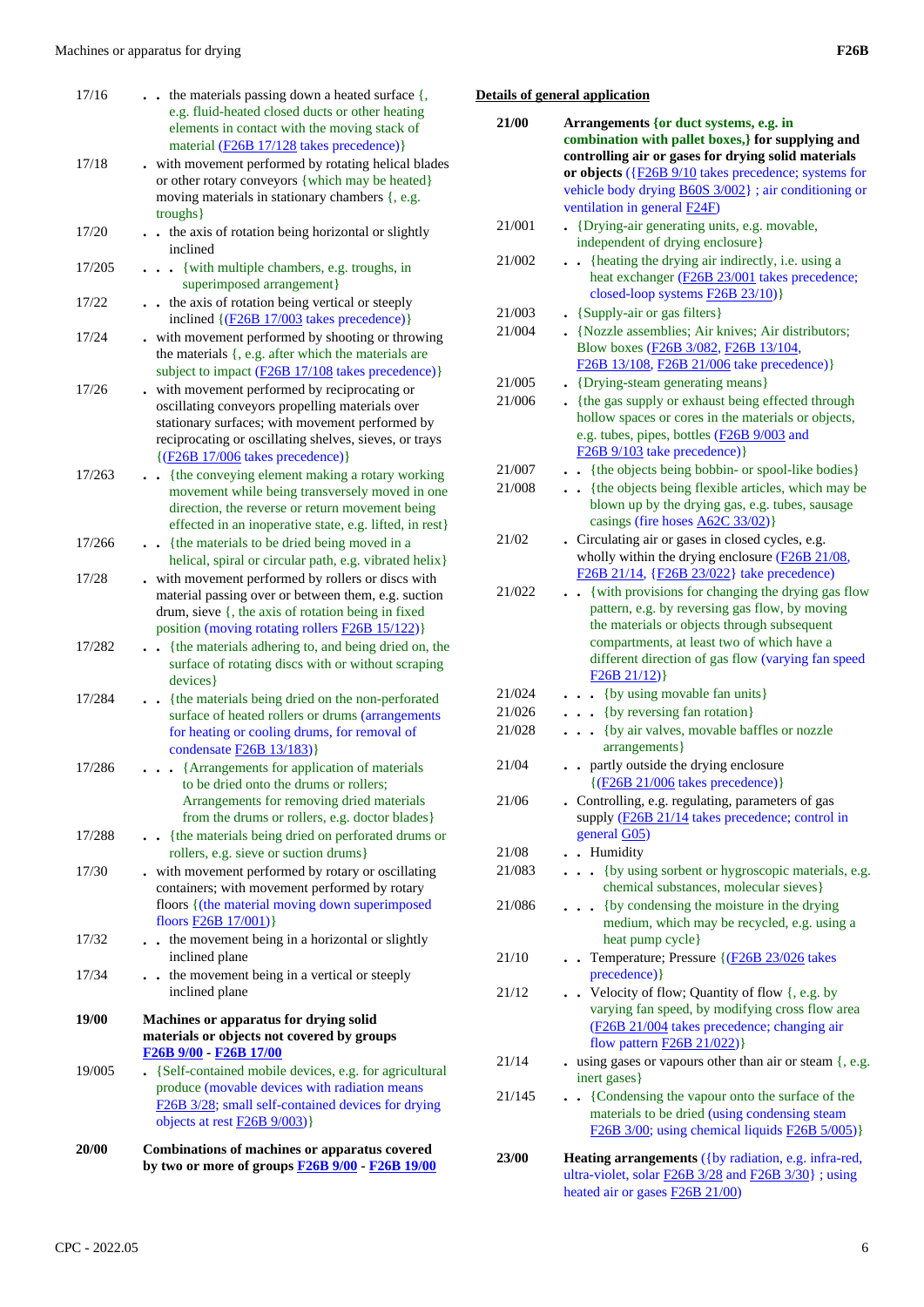17/16 . . the materials passing down a heated surface {, e.g. fluid-heated closed ducts or other heating elements in contact with the moving stack of material (F26B 17/128 takes precedence)}

17/18 . with movement performed by rotating helical blades or other rotary conveyors {which may be heated} moving materials in stationary chambers {, e.g. troughs}

17/20 . . the axis of rotation being horizontal or slightly inclined

17/205 . . . {with multiple chambers, e.g. troughs, in superimposed arrangement}

17/22 . . the axis of rotation being vertical or steeply inclined {(F26B 17/003 takes precedence)}

17/24 . with movement performed by shooting or throwing the materials {, e.g. after which the materials are subject to impact (F26B 17/108 takes precedence)}

17/26 . with movement performed by reciprocating or oscillating conveyors propelling materials over stationary surfaces; with movement performed by reciprocating or oscillating shelves, sieves, or trays {(F26B 17/006 takes precedence)}

17/263 . . {the conveying element making a rotary working movement while being transversely moved in one direction, the reverse or return movement being effected in an inoperative state, e.g. lifted, in rest}

17/266 . . {the materials to be dried being moved in a helical, spiral or circular path, e.g. vibrated helix}

17/28 . with movement performed by rollers or discs with material passing over or between them, e.g. suction drum, sieve {, the axis of rotation being in fixed position (moving rotating rollers F26B 15/122)}

17/282 . . {the materials adhering to, and being dried on, the surface of rotating discs with or without scraping devices}

17/284 . . {the materials being dried on the non-perforated surface of heated rollers or drums (arrangements for heating or cooling drums, for removal of condensate F26B 13/183)}

17/286 . . . {Arrangements for application of materials to be dried onto the drums or rollers; Arrangements for removing dried materials from the drums or rollers, e.g. doctor blades}

17/288 . . {the materials being dried on perforated drums or rollers, e.g. sieve or suction drums}

17/30 . with movement performed by rotary or oscillating containers; with movement performed by rotary floors {(the material moving down superimposed floors F26B 17/001)}

17/32 . . the movement being in a horizontal or slightly inclined plane

17/34 . . the movement being in a vertical or steeply inclined plane

**19/00 Machines or apparatus for drying solid materials or objects not covered by groups F26B 9/00 - F26B 17/00**

19/005 . {Self-contained mobile devices, e.g. for agricultural produce (movable devices with radiation means F26B 3/28; small self-contained devices for drying objects at rest F26B 9/003)}

**20/00 Combinations of machines or apparatus covered by two or more of groups F26B 9/00 - F26B 19/00**

**Details of general application**

**21/00 Arrangements {or duct systems, e.g. in combination with pallet boxes,} for supplying and controlling air or gases for drying solid materials or objects** ({F26B 9/10 takes precedence}; systems for vehicle body drying B60S 3/002} ; air conditioning or ventilation in general F24F)

21/001 . {Drying-air generating units, e.g. movable, independent of drying enclosure}

21/002 . . {heating the drying air indirectly, i.e. using a heat exchanger (F26B 23/001 takes precedence; closed-loop systems F26B 23/10)}

21/003 . {Supply-air or gas filters}

21/004 . {Nozzle assemblies; Air knives; Air distributors; Blow boxes (F26B 3/082, F26B 13/104, F26B 13/108, F26B 21/006 take precedence)}

21/005 . {Drying-steam generating means}

21/006 . {the gas supply or exhaust being effected through hollow spaces or cores in the materials or objects, e.g. tubes, pipes, bottles (F26B 9/003 and F26B 9/103 take precedence)}

21/007 . . {the objects being bobbin- or spool-like bodies}

21/008 . . {the objects being flexible articles, which may be blown up by the drying gas, e.g. tubes, sausage casings (fire hoses A62C 33/02)}

21/02 . Circulating air or gases in closed cycles, e.g. wholly within the drying enclosure (F26B 21/08, F26B 21/14, {F26B 23/022} take precedence)

21/022 . . {with provisions for changing the drying gas flow pattern, e.g. by reversing gas flow, by moving the materials or objects through subsequent compartments, at least two of which have a different direction of gas flow (varying fan speed F26B 21/12)}

21/024 . . . {by using movable fan units}

21/026 . . . {by reversing fan rotation}

21/028 . . . {by air valves, movable baffles or nozzle arrangements}

21/04 . . partly outside the drying enclosure {(F26B 21/006 takes precedence)}

21/06 . Controlling, e.g. regulating, parameters of gas supply (F26B 21/14 takes precedence; control in general G05)

21/08 . . Humidity

21/083 . . . {by using sorbent or hygroscopic materials, e.g. chemical substances, molecular sieves}

21/086 . . . {by condensing the moisture in the drying medium, which may be recycled, e.g. using a heat pump cycle}

21/10 . . Temperature; Pressure {(F26B 23/026 takes precedence)}

21/12 . . Velocity of flow; Quantity of flow {, e.g. by varying fan speed, by modifying cross flow area (F26B 21/004 takes precedence; changing air flow pattern F26B 21/022)}

21/14 . using gases or vapours other than air or steam {, e.g. inert gases}

21/145 . . {Condensing the vapour onto the surface of the materials to be dried (using condensing steam F26B 3/00; using chemical liquids F26B 5/005)}

**23/00 Heating arrangements** ({by radiation, e.g. infra-red, ultra-violet, solar F26B 3/28 and F26B 3/30} ; using heated air or gases F26B 21/00)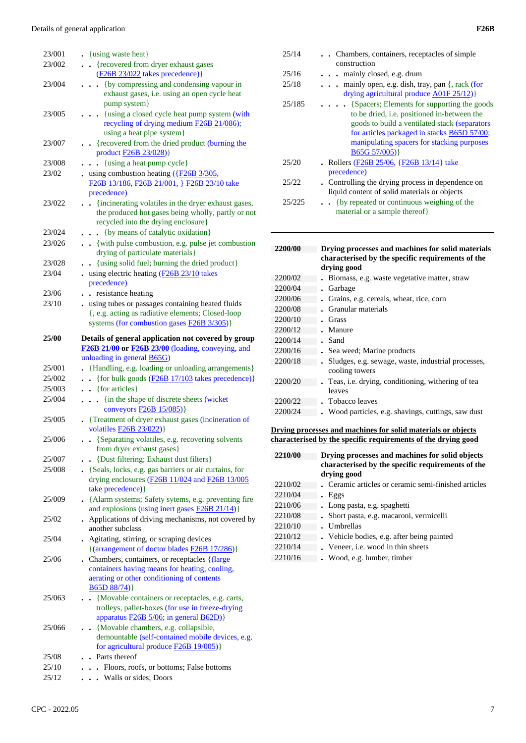| | | |
|---|---|---|
| 23/001 | . | {using waste heat} |
| 23/002 | . . | {recovered from dryer exhaust gases (F26B 23/022 takes precedence)} |
| 23/004 | . . . | {by compressing and condensing vapour in exhaust gases, i.e. using an open cycle heat pump system} |
| 23/005 | . . . | {using a closed cycle heat pump system (with recycling of drying medium F26B 21/086); using a heat pipe system} |
| 23/007 | . . | {recovered from the dried product (burning the product F26B 23/028)} |
| 23/008 | . . . | {using a heat pump cycle} |
| 23/02 | . | using combustion heating ({F26B 3/305, F26B 13/186, F26B 21/001, } F26B 23/10 take precedence) |
| 23/022 | . . | {incinerating volatiles in the dryer exhaust gases, the produced hot gases being wholly, partly or not recycled into the drying enclosure} |
| 23/024 | . . . | {by means of catalytic oxidation} |
| 23/026 | . . | {with pulse combustion, e.g. pulse jet combustion drying of particulate materials} |
| 23/028 | . . | {using solid fuel; burning the dried product} |
| 23/04 | . | using electric heating (F26B 23/10 takes precedence) |
| 23/06 | . . | resistance heating |
| 23/10 | . | using tubes or passages containing heated fluids {, e.g. acting as radiative elements; Closed-loop systems (for combustion gases F26B 3/305)} |

| | |
|---|---|
| **25/00** | **Details of general application not covered by group F26B 21/00 or F26B 23/00** (loading, conveying, and unloading in general B65G) |

| | | |
|---|---|---|
| 25/001 | . | {Handling, e.g. loading or unloading arrangements} |
| 25/002 | . . | {for bulk goods (F26B 17/103 takes precedence)} |
| 25/003 | . . | {for articles} |
| 25/004 | . . . | {in the shape of discrete sheets (wicket conveyors F26B 15/085)} |
| 25/005 | . | {Treatment of dryer exhaust gases (incineration of volatiles F26B 23/022)} |
| 25/006 | . . | {Separating volatiles, e.g. recovering solvents from dryer exhaust gases} |
| 25/007 | . . | {Dust filtering; Exhaust dust filters} |
| 25/008 | . | {Seals, locks, e.g. gas barriers or air curtains, for drying enclosures (F26B 11/024 and F26B 13/005 take precedence)} |
| 25/009 | . | {Alarm systems; Safety sytems, e.g. preventing fire and explosions (using inert gases F26B 21/14)} |
| 25/02 | . | Applications of driving mechanisms, not covered by another subclass |
| 25/04 | . | Agitating, stirring, or scraping devices {(arrangement of doctor blades F26B 17/286)} |
| 25/06 | . | Chambers, containers, or receptacles {(large containers having means for heating, cooling, aerating or other conditioning of contents B65D 88/74)} |
| 25/063 | . . | {Movable containers or receptacles, e.g. carts, trolleys, pallet-boxes (for use in freeze-drying apparatus F26B 5/06; in general B62D)} |
| 25/066 | . . | {Movable chambers, e.g. collapsible, demountable (self-contained mobile devices, e.g. for agricultural produce F26B 19/005)} |
| 25/08 | . . | Parts thereof |
| 25/10 | . . . | Floors, roofs, or bottoms; False bottoms |
| 25/12 | . . . | Walls or sides; Doors |
| 25/14 | . . | Chambers, containers, receptacles of simple construction |
| 25/16 | . . . | mainly closed, e.g. drum |
| 25/18 | . . . | mainly open, e.g. dish, tray, pan {, rack (for drying agricultural produce A01F 25/12)} |
| 25/185 | . . . . | {Spacers; Elements for supporting the goods to be dried, i.e. positioned in-between the goods to build a ventilated stack (separators for articles packaged in stacks B65D 57/00; manipulating spacers for stacking purposes B65G 57/005)} |
| 25/20 | . | Rollers (F26B 25/06, {F26B 13/14} take precedence) |
| 25/22 | . | Controlling the drying process in dependence on liquid content of solid materials or objects |
| 25/225 | . . | {by repeated or continuous weighing of the material or a sample thereof} |

| | |
|---|---|
| **2200/00** | **Drying processes and machines for solid materials characterised by the specific requirements of the drying good** |
| 2200/02 | . Biomass, e.g. waste vegetative matter, straw |
| 2200/04 | . Garbage |
| 2200/06 | . Grains, e.g. cereals, wheat, rice, corn |
| 2200/08 | . Granular materials |
| 2200/10 | . Grass |
| 2200/12 | . Manure |
| 2200/14 | . Sand |
| 2200/16 | . Sea weed; Marine products |
| 2200/18 | . Sludges, e.g. sewage, waste, industrial processes, cooling towers |
| 2200/20 | . Teas, i.e. drying, conditioning, withering of tea leaves |
| 2200/22 | . Tobacco leaves |
| 2200/24 | . Wood particles, e.g. shavings, cuttings, saw dust |

**Drying processes and machines for solid materials or objects characterised by the specific requirements of the drying good**

| | |
|---|---|
| **2210/00** | **Drying processes and machines for solid objects characterised by the specific requirements of the drying good** |
| 2210/02 | . Ceramic articles or ceramic semi-finished articles |
| 2210/04 | . Eggs |
| 2210/06 | . Long pasta, e.g. spaghetti |
| 2210/08 | . Short pasta, e.g. macaroni, vermicelli |
| 2210/10 | . Umbrellas |
| 2210/12 | . Vehicle bodies, e.g. after being painted |
| 2210/14 | . Veneer, i.e. wood in thin sheets |
| 2210/16 | . Wood, e.g. lumber, timber |